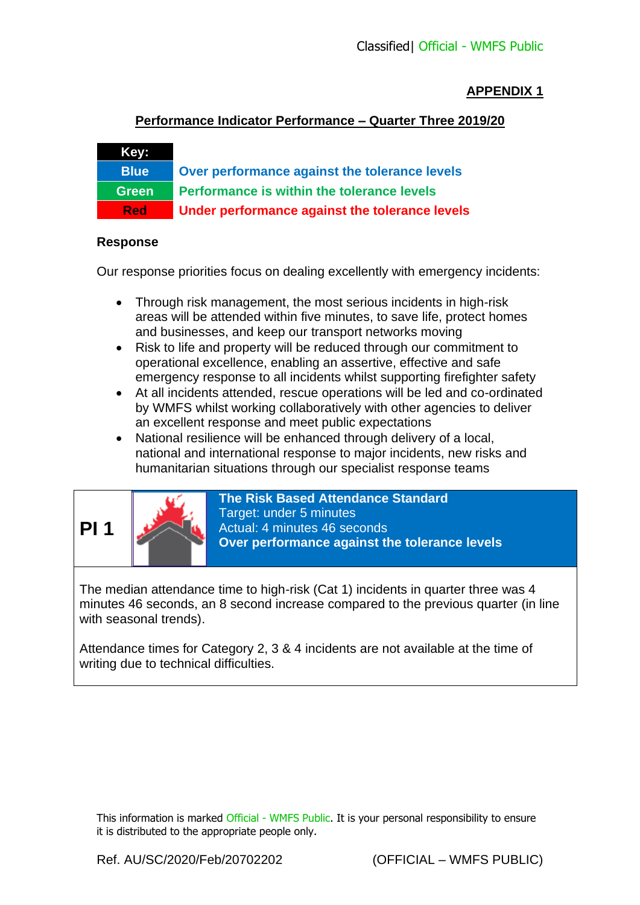**APPENDIX 1**

## Performance Indicator Performance – Quarter Three 2019/20

| Key: | |
|---|---|
| Blue | Over performance against the tolerance levels |
| Green | Performance is within the tolerance levels |
| Red | Under performance against the tolerance levels |

### Response

Our response priorities focus on dealing excellently with emergency incidents:

- Through risk management, the most serious incidents in high-risk areas will be attended within five minutes, to save life, protect homes and businesses, and keep our transport networks moving
- Risk to life and property will be reduced through our commitment to operational excellence, enabling an assertive, effective and safe emergency response to all incidents whilst supporting firefighter safety
- At all incidents attended, rescue operations will be led and co-ordinated by WMFS whilst working collaboratively with other agencies to deliver an excellent response and meet public expectations
- National resilience will be enhanced through delivery of a local, national and international response to major incidents, new risks and humanitarian situations through our specialist response teams

| PI 1 | **The Risk Based Attendance Standard**<br>Target: under 5 minutes<br>Actual: 4 minutes 46 seconds<br>**Over performance against the tolerance levels** |
|---|---|

The median attendance time to high-risk (Cat 1) incidents in quarter three was 4 minutes 46 seconds, an 8 second increase compared to the previous quarter (in line with seasonal trends).

Attendance times for Category 2, 3 & 4 incidents are not available at the time of writing due to technical difficulties.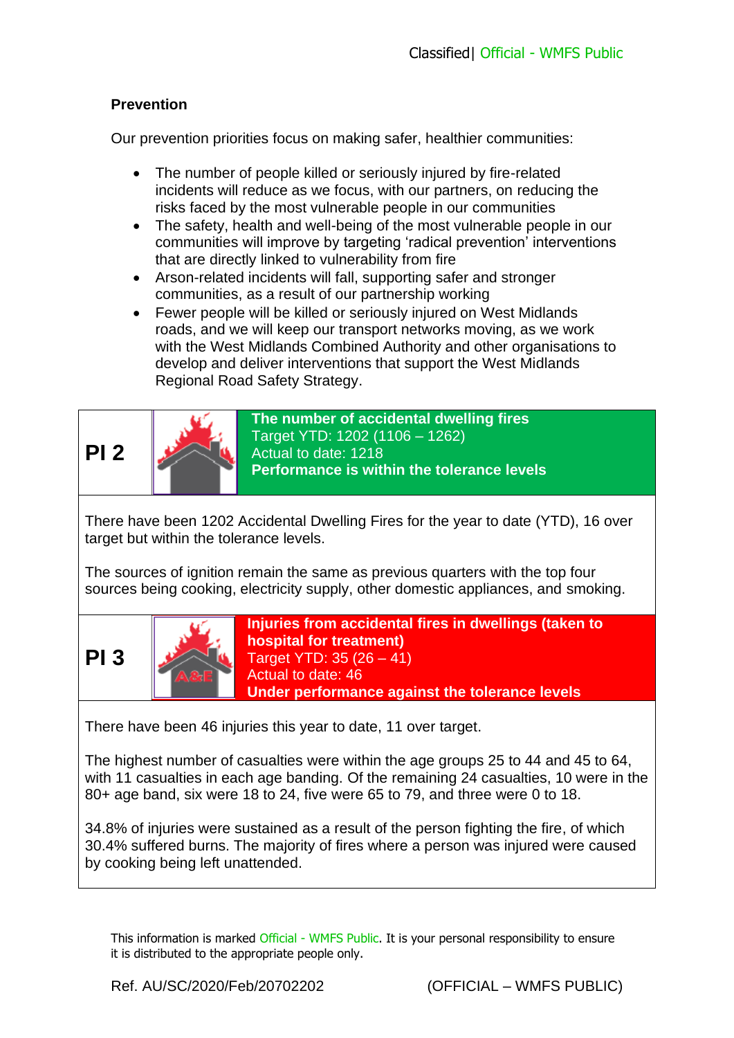## Prevention

Our prevention priorities focus on making safer, healthier communities:

- The number of people killed or seriously injured by fire-related incidents will reduce as we focus, with our partners, on reducing the risks faced by the most vulnerable people in our communities
- The safety, health and well-being of the most vulnerable people in our communities will improve by targeting 'radical prevention' interventions that are directly linked to vulnerability from fire
- Arson-related incidents will fall, supporting safer and stronger communities, as a result of our partnership working
- Fewer people will be killed or seriously injured on West Midlands roads, and we will keep our transport networks moving, as we work with the West Midlands Combined Authority and other organisations to develop and deliver interventions that support the West Midlands Regional Road Safety Strategy.

| PI 2 | **The number of accidental dwelling fires**<br>Target YTD: 1202 (1106 – 1262)<br>Actual to date: 1218<br>**Performance is within the tolerance levels** |
|---|---|

There have been 1202 Accidental Dwelling Fires for the year to date (YTD), 16 over target but within the tolerance levels.

The sources of ignition remain the same as previous quarters with the top four sources being cooking, electricity supply, other domestic appliances, and smoking.

| PI 3 | **Injuries from accidental fires in dwellings (taken to hospital for treatment)**<br>Target YTD: 35 (26 – 41)<br>Actual to date: 46<br>**Under performance against the tolerance levels** |
|---|---|

There have been 46 injuries this year to date, 11 over target.

The highest number of casualties were within the age groups 25 to 44 and 45 to 64, with 11 casualties in each age banding. Of the remaining 24 casualties, 10 were in the 80+ age band, six were 18 to 24, five were 65 to 79, and three were 0 to 18.

34.8% of injuries were sustained as a result of the person fighting the fire, of which 30.4% suffered burns. The majority of fires where a person was injured were caused by cooking being left unattended.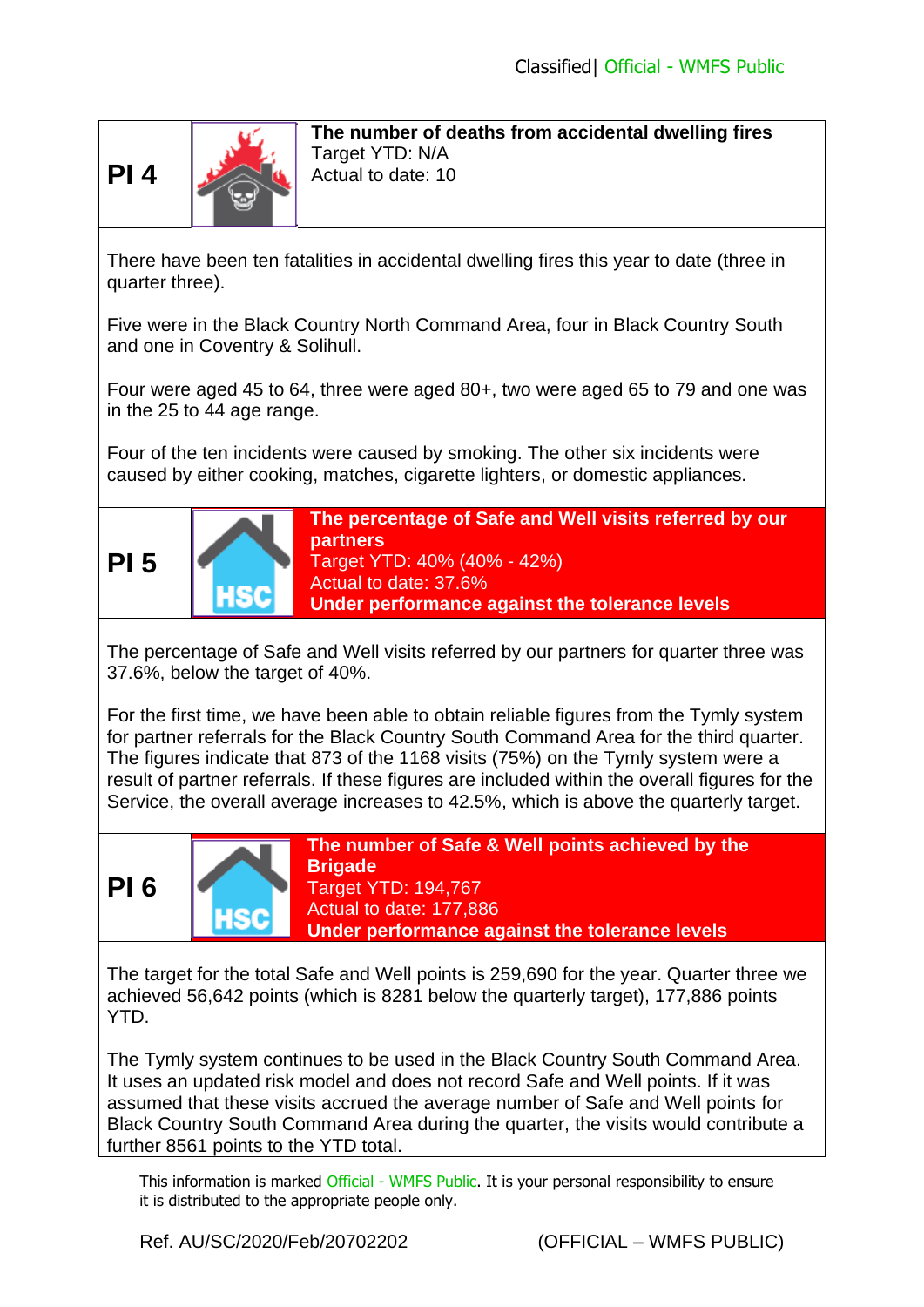## PI 4

**The number of deaths from accidental dwelling fires**
Target YTD: N/A
Actual to date: 10

There have been ten fatalities in accidental dwelling fires this year to date (three in quarter three).

Five were in the Black Country North Command Area, four in Black Country South and one in Coventry & Solihull.

Four were aged 45 to 64, three were aged 80+, two were aged 65 to 79 and one was in the 25 to 44 age range.

Four of the ten incidents were caused by smoking. The other six incidents were caused by either cooking, matches, cigarette lighters, or domestic appliances.

## PI 5

**The percentage of Safe and Well visits referred by our partners**
Target YTD: 40% (40% - 42%)
Actual to date: 37.6%
**Under performance against the tolerance levels**

The percentage of Safe and Well visits referred by our partners for quarter three was 37.6%, below the target of 40%.

For the first time, we have been able to obtain reliable figures from the Tymly system for partner referrals for the Black Country South Command Area for the third quarter. The figures indicate that 873 of the 1168 visits (75%) on the Tymly system were a result of partner referrals. If these figures are included within the overall figures for the Service, the overall average increases to 42.5%, which is above the quarterly target.

## PI 6

**The number of Safe & Well points achieved by the Brigade**
Target YTD: 194,767
Actual to date: 177,886
**Under performance against the tolerance levels**

The target for the total Safe and Well points is 259,690 for the year. Quarter three we achieved 56,642 points (which is 8281 below the quarterly target), 177,886 points YTD.

The Tymly system continues to be used in the Black Country South Command Area. It uses an updated risk model and does not record Safe and Well points. If it was assumed that these visits accrued the average number of Safe and Well points for Black Country South Command Area during the quarter, the visits would contribute a further 8561 points to the YTD total.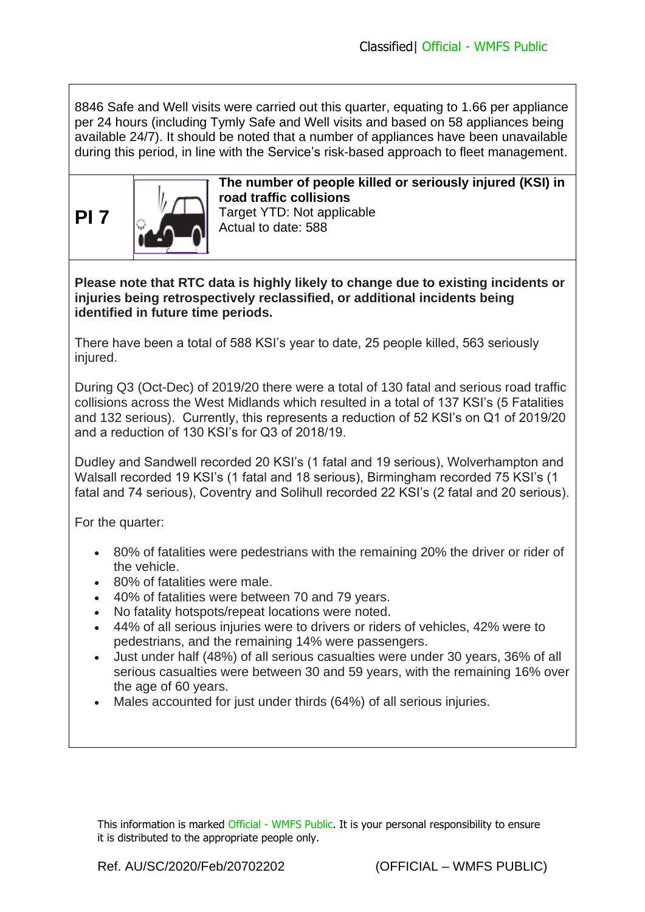8846 Safe and Well visits were carried out this quarter, equating to 1.66 per appliance per 24 hours (including Tymly Safe and Well visits and based on 58 appliances being available 24/7). It should be noted that a number of appliances have been unavailable during this period, in line with the Service's risk-based approach to fleet management.

## PI 7

**The number of people killed or seriously injured (KSI) in road traffic collisions**
Target YTD: Not applicable
Actual to date: 588

**Please note that RTC data is highly likely to change due to existing incidents or injuries being retrospectively reclassified, or additional incidents being identified in future time periods.**

There have been a total of 588 KSI's year to date, 25 people killed, 563 seriously injured.

During Q3 (Oct-Dec) of 2019/20 there were a total of 130 fatal and serious road traffic collisions across the West Midlands which resulted in a total of 137 KSI's (5 Fatalities and 132 serious). Currently, this represents a reduction of 52 KSI's on Q1 of 2019/20 and a reduction of 130 KSI's for Q3 of 2018/19.

Dudley and Sandwell recorded 20 KSI's (1 fatal and 19 serious), Wolverhampton and Walsall recorded 19 KSI's (1 fatal and 18 serious), Birmingham recorded 75 KSI's (1 fatal and 74 serious), Coventry and Solihull recorded 22 KSI's (2 fatal and 20 serious).

For the quarter:

- 80% of fatalities were pedestrians with the remaining 20% the driver or rider of the vehicle.
- 80% of fatalities were male.
- 40% of fatalities were between 70 and 79 years.
- No fatality hotspots/repeat locations were noted.
- 44% of all serious injuries were to drivers or riders of vehicles, 42% were to pedestrians, and the remaining 14% were passengers.
- Just under half (48%) of all serious casualties were under 30 years, 36% of all serious casualties were between 30 and 59 years, with the remaining 16% over the age of 60 years.
- Males accounted for just under thirds (64%) of all serious injuries.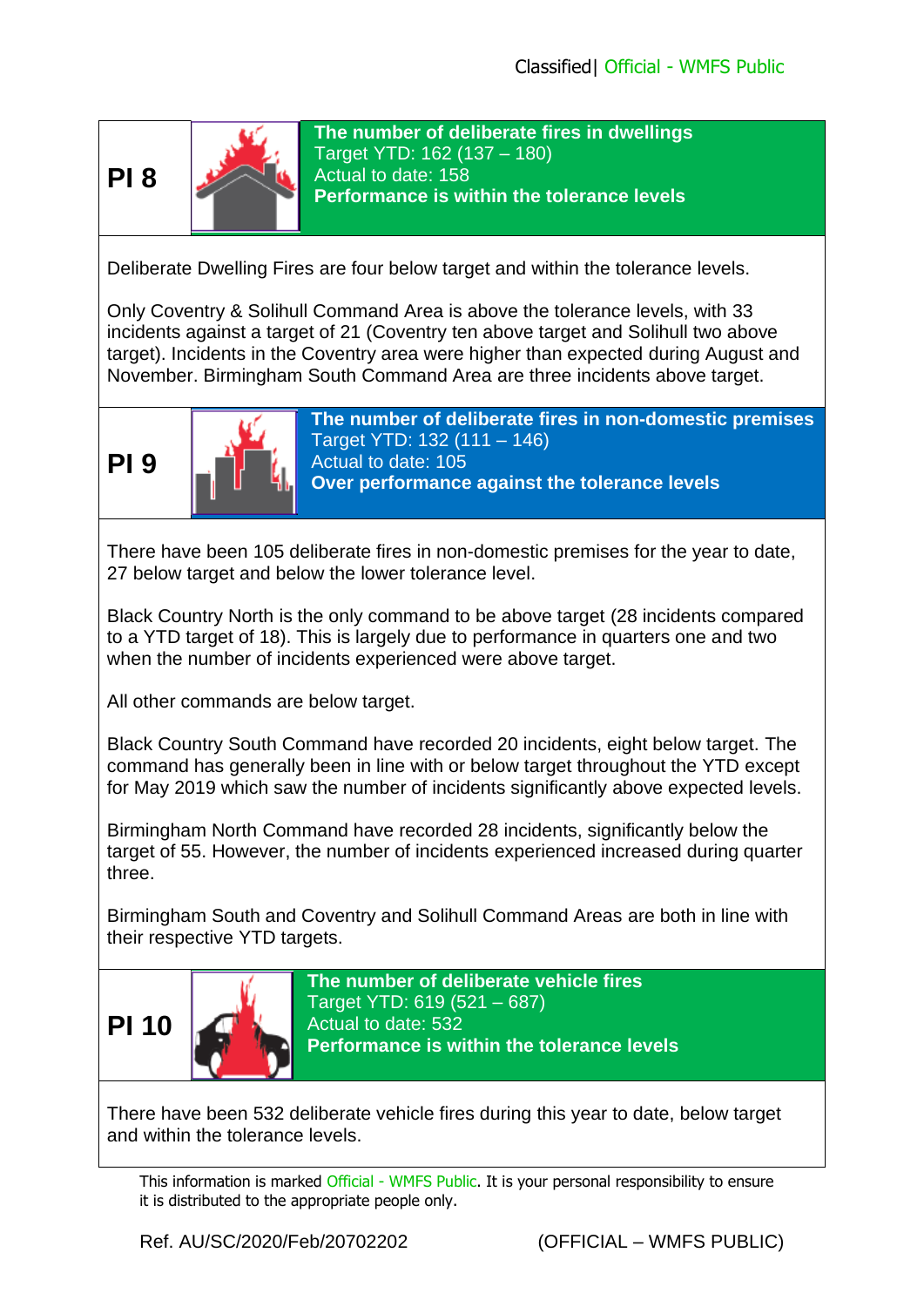## PI 8

**The number of deliberate fires in dwellings**
Target YTD: 162 (137 – 180)
Actual to date: 158
**Performance is within the tolerance levels**

Deliberate Dwelling Fires are four below target and within the tolerance levels.

Only Coventry & Solihull Command Area is above the tolerance levels, with 33 incidents against a target of 21 (Coventry ten above target and Solihull two above target). Incidents in the Coventry area were higher than expected during August and November. Birmingham South Command Area are three incidents above target.

## PI 9

**The number of deliberate fires in non-domestic premises**
Target YTD: 132 (111 – 146)
Actual to date: 105
**Over performance against the tolerance levels**

There have been 105 deliberate fires in non-domestic premises for the year to date, 27 below target and below the lower tolerance level.

Black Country North is the only command to be above target (28 incidents compared to a YTD target of 18). This is largely due to performance in quarters one and two when the number of incidents experienced were above target.

All other commands are below target.

Black Country South Command have recorded 20 incidents, eight below target. The command has generally been in line with or below target throughout the YTD except for May 2019 which saw the number of incidents significantly above expected levels.

Birmingham North Command have recorded 28 incidents, significantly below the target of 55. However, the number of incidents experienced increased during quarter three.

Birmingham South and Coventry and Solihull Command Areas are both in line with their respective YTD targets.

## PI 10

**The number of deliberate vehicle fires**
Target YTD: 619 (521 – 687)
Actual to date: 532
**Performance is within the tolerance levels**

There have been 532 deliberate vehicle fires during this year to date, below target and within the tolerance levels.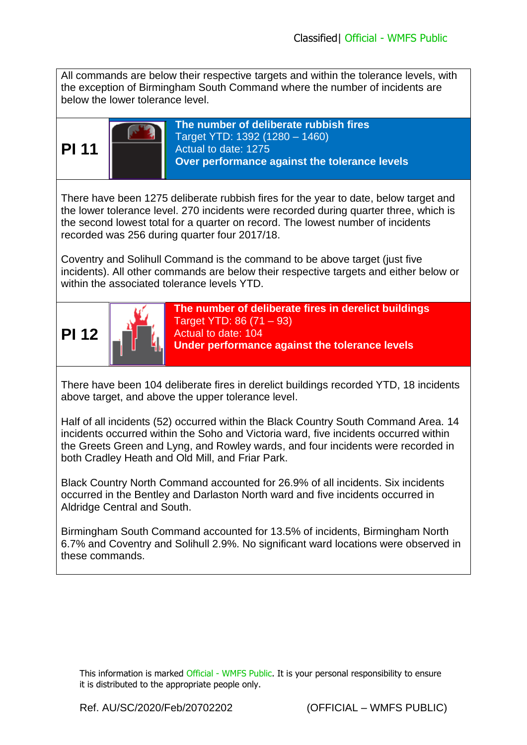All commands are below their respective targets and within the tolerance levels, with the exception of Birmingham South Command where the number of incidents are below the lower tolerance level.

| PI 11 | **The number of deliberate rubbish fires**<br>Target YTD: 1392 (1280 – 1460)<br>Actual to date: 1275<br>**Over performance against the tolerance levels** |
|---|---|

There have been 1275 deliberate rubbish fires for the year to date, below target and the lower tolerance level. 270 incidents were recorded during quarter three, which is the second lowest total for a quarter on record. The lowest number of incidents recorded was 256 during quarter four 2017/18.

Coventry and Solihull Command is the command to be above target (just five incidents). All other commands are below their respective targets and either below or within the associated tolerance levels YTD.

| PI 12 | **The number of deliberate fires in derelict buildings**<br>Target YTD: 86 (71 – 93)<br>Actual to date: 104<br>**Under performance against the tolerance levels** |
|---|---|

There have been 104 deliberate fires in derelict buildings recorded YTD, 18 incidents above target, and above the upper tolerance level.

Half of all incidents (52) occurred within the Black Country South Command Area. 14 incidents occurred within the Soho and Victoria ward, five incidents occurred within the Greets Green and Lyng, and Rowley wards, and four incidents were recorded in both Cradley Heath and Old Mill, and Friar Park.

Black Country North Command accounted for 26.9% of all incidents. Six incidents occurred in the Bentley and Darlaston North ward and five incidents occurred in Aldridge Central and South.

Birmingham South Command accounted for 13.5% of incidents, Birmingham North 6.7% and Coventry and Solihull 2.9%. No significant ward locations were observed in these commands.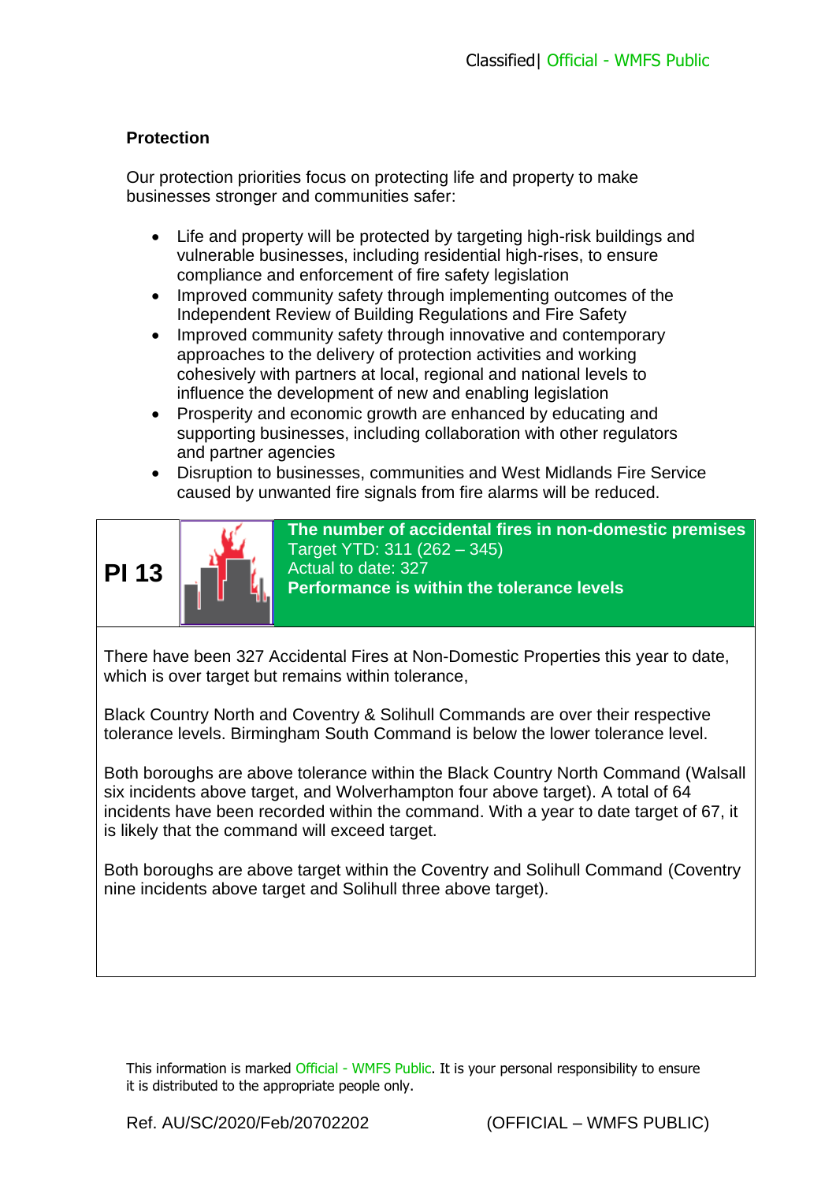**Protection**

Our protection priorities focus on protecting life and property to make businesses stronger and communities safer:

- Life and property will be protected by targeting high-risk buildings and vulnerable businesses, including residential high-rises, to ensure compliance and enforcement of fire safety legislation
- Improved community safety through implementing outcomes of the Independent Review of Building Regulations and Fire Safety
- Improved community safety through innovative and contemporary approaches to the delivery of protection activities and working cohesively with partners at local, regional and national levels to influence the development of new and enabling legislation
- Prosperity and economic growth are enhanced by educating and supporting businesses, including collaboration with other regulators and partner agencies
- Disruption to businesses, communities and West Midlands Fire Service caused by unwanted fire signals from fire alarms will be reduced.

| **PI 13** | | **The number of accidental fires in non-domestic premises**<br>Target YTD: 311 (262 – 345)<br>Actual to date: 327<br>**Performance is within the tolerance levels** |
|---|---|---|

There have been 327 Accidental Fires at Non-Domestic Properties this year to date, which is over target but remains within tolerance,

Black Country North and Coventry & Solihull Commands are over their respective tolerance levels. Birmingham South Command is below the lower tolerance level.

Both boroughs are above tolerance within the Black Country North Command (Walsall six incidents above target, and Wolverhampton four above target). A total of 64 incidents have been recorded within the command. With a year to date target of 67, it is likely that the command will exceed target.

Both boroughs are above target within the Coventry and Solihull Command (Coventry nine incidents above target and Solihull three above target).

This information is marked Official - WMFS Public. It is your personal responsibility to ensure it is distributed to the appropriate people only.

Ref. AU/SC/2020/Feb/20702202 (OFFICIAL – WMFS PUBLIC)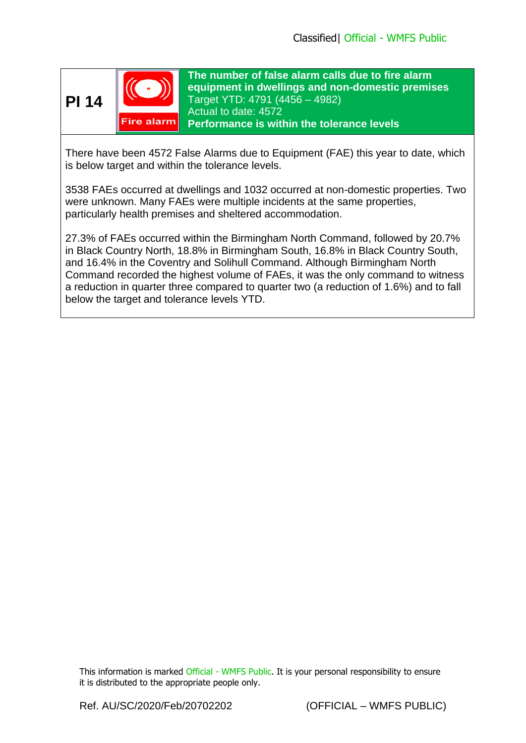**PI 14**

Fire alarm

**The number of false alarm calls due to fire alarm equipment in dwellings and non-domestic premises**
Target YTD: 4791 (4456 – 4982)
Actual to date: 4572
**Performance is within the tolerance levels**

There have been 4572 False Alarms due to Equipment (FAE) this year to date, which is below target and within the tolerance levels.

3538 FAEs occurred at dwellings and 1032 occurred at non-domestic properties. Two were unknown. Many FAEs were multiple incidents at the same properties, particularly health premises and sheltered accommodation.

27.3% of FAEs occurred within the Birmingham North Command, followed by 20.7% in Black Country North, 18.8% in Birmingham South, 16.8% in Black Country South, and 16.4% in the Coventry and Solihull Command. Although Birmingham North Command recorded the highest volume of FAEs, it was the only command to witness a reduction in quarter three compared to quarter two (a reduction of 1.6%) and to fall below the target and tolerance levels YTD.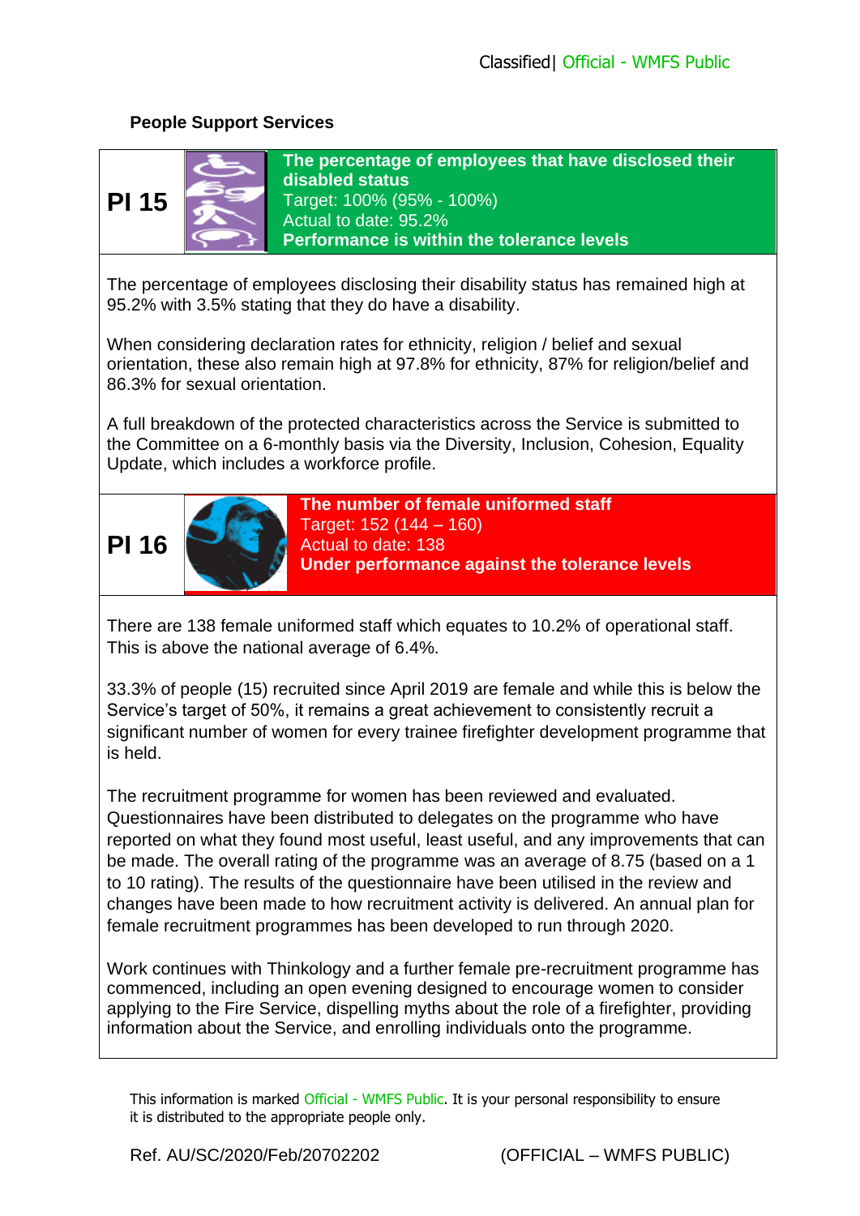**People Support Services**

**PI 15**

**The percentage of employees that have disclosed their disabled status**
Target: 100% (95% - 100%)
Actual to date: 95.2%
**Performance is within the tolerance levels**

The percentage of employees disclosing their disability status has remained high at 95.2% with 3.5% stating that they do have a disability.

When considering declaration rates for ethnicity, religion / belief and sexual orientation, these also remain high at 97.8% for ethnicity, 87% for religion/belief and 86.3% for sexual orientation.

A full breakdown of the protected characteristics across the Service is submitted to the Committee on a 6-monthly basis via the Diversity, Inclusion, Cohesion, Equality Update, which includes a workforce profile.

**PI 16**

**The number of female uniformed staff**
Target: 152 (144 – 160)
Actual to date: 138
**Under performance against the tolerance levels**

There are 138 female uniformed staff which equates to 10.2% of operational staff. This is above the national average of 6.4%.

33.3% of people (15) recruited since April 2019 are female and while this is below the Service's target of 50%, it remains a great achievement to consistently recruit a significant number of women for every trainee firefighter development programme that is held.

The recruitment programme for women has been reviewed and evaluated. Questionnaires have been distributed to delegates on the programme who have reported on what they found most useful, least useful, and any improvements that can be made. The overall rating of the programme was an average of 8.75 (based on a 1 to 10 rating). The results of the questionnaire have been utilised in the review and changes have been made to how recruitment activity is delivered. An annual plan for female recruitment programmes has been developed to run through 2020.

Work continues with Thinkology and a further female pre-recruitment programme has commenced, including an open evening designed to encourage women to consider applying to the Fire Service, dispelling myths about the role of a firefighter, providing information about the Service, and enrolling individuals onto the programme.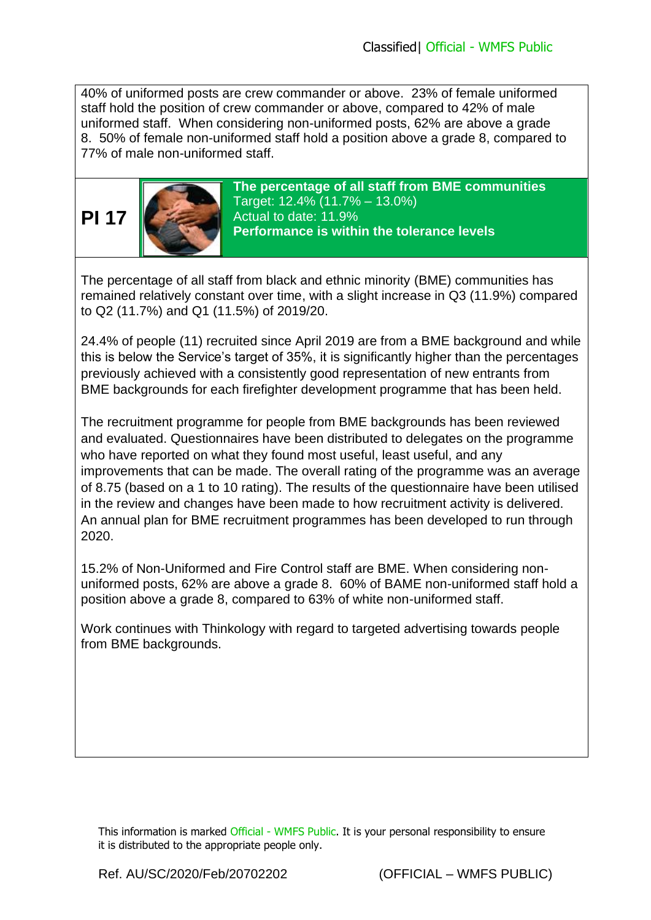40% of uniformed posts are crew commander or above. 23% of female uniformed staff hold the position of crew commander or above, compared to 42% of male uniformed staff. When considering non-uniformed posts, 62% are above a grade 8. 50% of female non-uniformed staff hold a position above a grade 8, compared to 77% of male non-uniformed staff.

| **PI 17** | **The percentage of all staff from BME communities**<br>Target: 12.4% (11.7% – 13.0%)<br>Actual to date: 11.9%<br>**Performance is within the tolerance levels** |
|---|---|

The percentage of all staff from black and ethnic minority (BME) communities has remained relatively constant over time, with a slight increase in Q3 (11.9%) compared to Q2 (11.7%) and Q1 (11.5%) of 2019/20.

24.4% of people (11) recruited since April 2019 are from a BME background and while this is below the Service's target of 35%, it is significantly higher than the percentages previously achieved with a consistently good representation of new entrants from BME backgrounds for each firefighter development programme that has been held.

The recruitment programme for people from BME backgrounds has been reviewed and evaluated. Questionnaires have been distributed to delegates on the programme who have reported on what they found most useful, least useful, and any improvements that can be made. The overall rating of the programme was an average of 8.75 (based on a 1 to 10 rating). The results of the questionnaire have been utilised in the review and changes have been made to how recruitment activity is delivered. An annual plan for BME recruitment programmes has been developed to run through 2020.

15.2% of Non-Uniformed and Fire Control staff are BME. When considering non-uniformed posts, 62% are above a grade 8. 60% of BAME non-uniformed staff hold a position above a grade 8, compared to 63% of white non-uniformed staff.

Work continues with Thinkology with regard to targeted advertising towards people from BME backgrounds.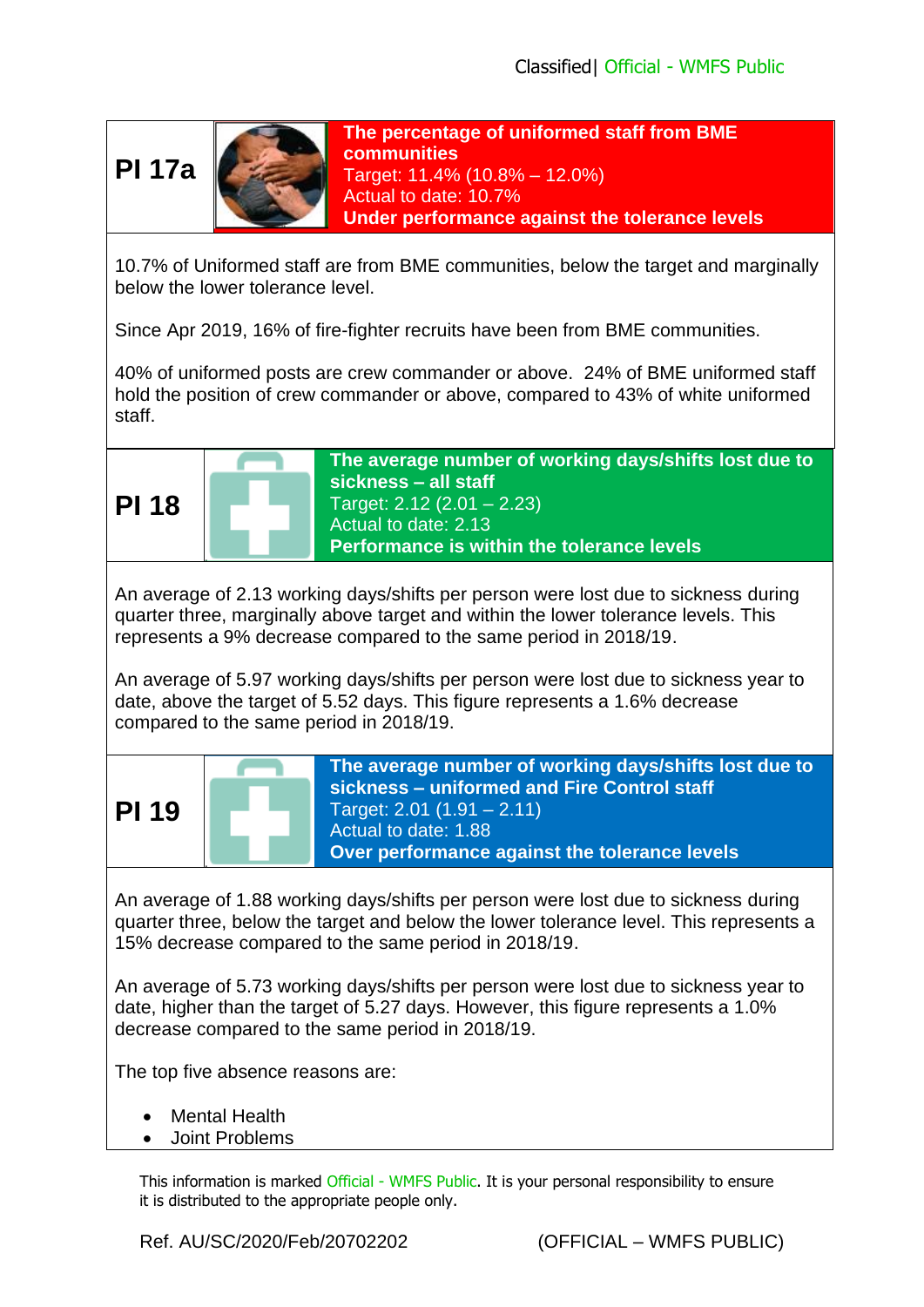## PI 17a

**The percentage of uniformed staff from BME communities**
Target: 11.4% (10.8% – 12.0%)
Actual to date: 10.7%
**Under performance against the tolerance levels**

10.7% of Uniformed staff are from BME communities, below the target and marginally below the lower tolerance level.

Since Apr 2019, 16% of fire-fighter recruits have been from BME communities.

40% of uniformed posts are crew commander or above. 24% of BME uniformed staff hold the position of crew commander or above, compared to 43% of white uniformed staff.

## PI 18

**The average number of working days/shifts lost due to sickness – all staff**
Target: 2.12 (2.01 – 2.23)
Actual to date: 2.13
**Performance is within the tolerance levels**

An average of 2.13 working days/shifts per person were lost due to sickness during quarter three, marginally above target and within the lower tolerance levels. This represents a 9% decrease compared to the same period in 2018/19.

An average of 5.97 working days/shifts per person were lost due to sickness year to date, above the target of 5.52 days. This figure represents a 1.6% decrease compared to the same period in 2018/19.

## PI 19

**The average number of working days/shifts lost due to sickness – uniformed and Fire Control staff**
Target: 2.01 (1.91 – 2.11)
Actual to date: 1.88
**Over performance against the tolerance levels**

An average of 1.88 working days/shifts per person were lost due to sickness during quarter three, below the target and below the lower tolerance level. This represents a 15% decrease compared to the same period in 2018/19.

An average of 5.73 working days/shifts per person were lost due to sickness year to date, higher than the target of 5.27 days. However, this figure represents a 1.0% decrease compared to the same period in 2018/19.

The top five absence reasons are:

- Mental Health
- Joint Problems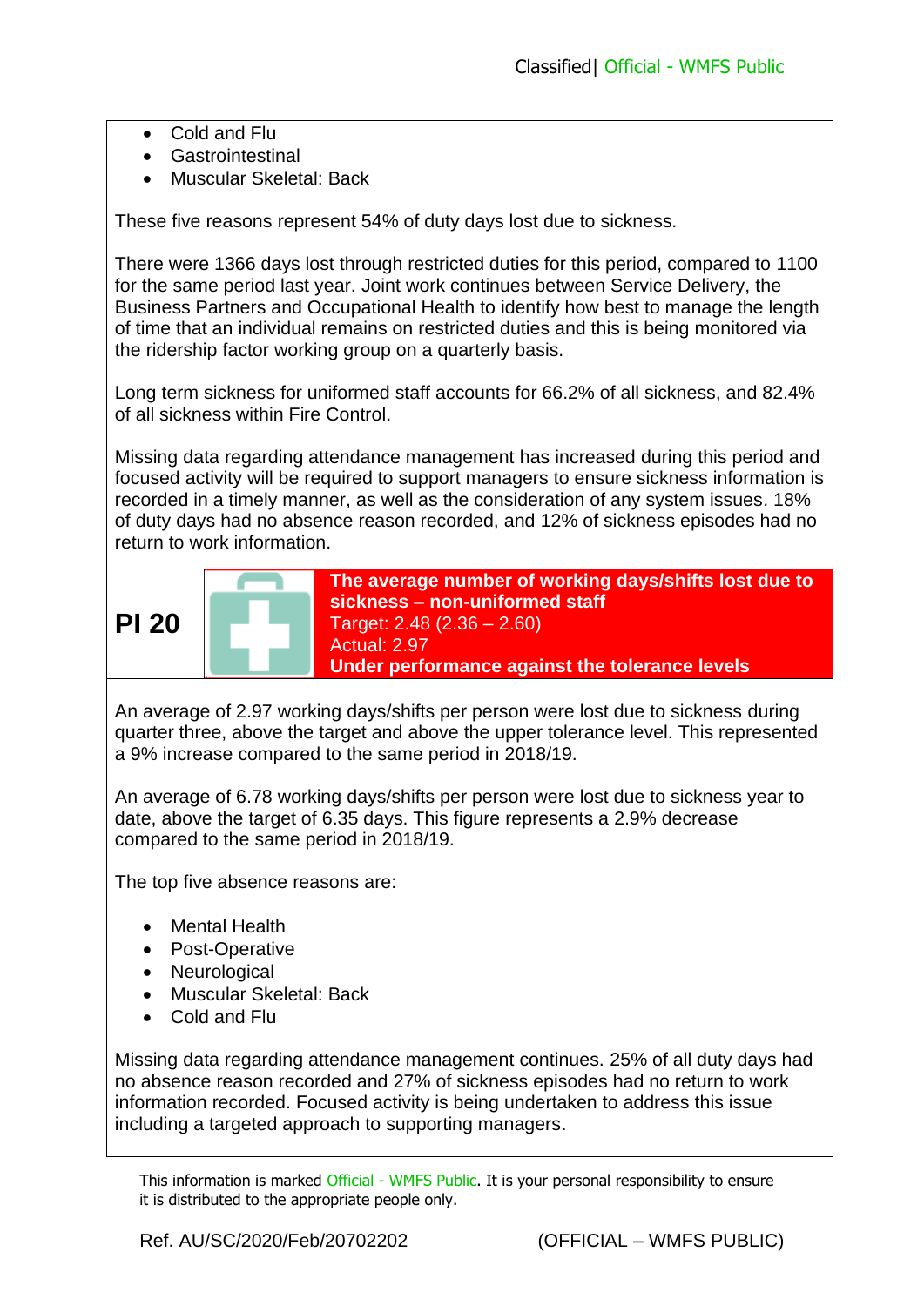- Cold and Flu
- Gastrointestinal
- Muscular Skeletal: Back

These five reasons represent 54% of duty days lost due to sickness.

There were 1366 days lost through restricted duties for this period, compared to 1100 for the same period last year. Joint work continues between Service Delivery, the Business Partners and Occupational Health to identify how best to manage the length of time that an individual remains on restricted duties and this is being monitored via the ridership factor working group on a quarterly basis.

Long term sickness for uniformed staff accounts for 66.2% of all sickness, and 82.4% of all sickness within Fire Control.

Missing data regarding attendance management has increased during this period and focused activity will be required to support managers to ensure sickness information is recorded in a timely manner, as well as the consideration of any system issues. 18% of duty days had no absence reason recorded, and 12% of sickness episodes had no return to work information.

## PI 20

**The average number of working days/shifts lost due to sickness – non-uniformed staff**
Target: 2.48 (2.36 – 2.60)
Actual: 2.97
**Under performance against the tolerance levels**

An average of 2.97 working days/shifts per person were lost due to sickness during quarter three, above the target and above the upper tolerance level. This represented a 9% increase compared to the same period in 2018/19.

An average of 6.78 working days/shifts per person were lost due to sickness year to date, above the target of 6.35 days. This figure represents a 2.9% decrease compared to the same period in 2018/19.

The top five absence reasons are:

- Mental Health
- Post-Operative
- Neurological
- Muscular Skeletal: Back
- Cold and Flu

Missing data regarding attendance management continues. 25% of all duty days had no absence reason recorded and 27% of sickness episodes had no return to work information recorded. Focused activity is being undertaken to address this issue including a targeted approach to supporting managers.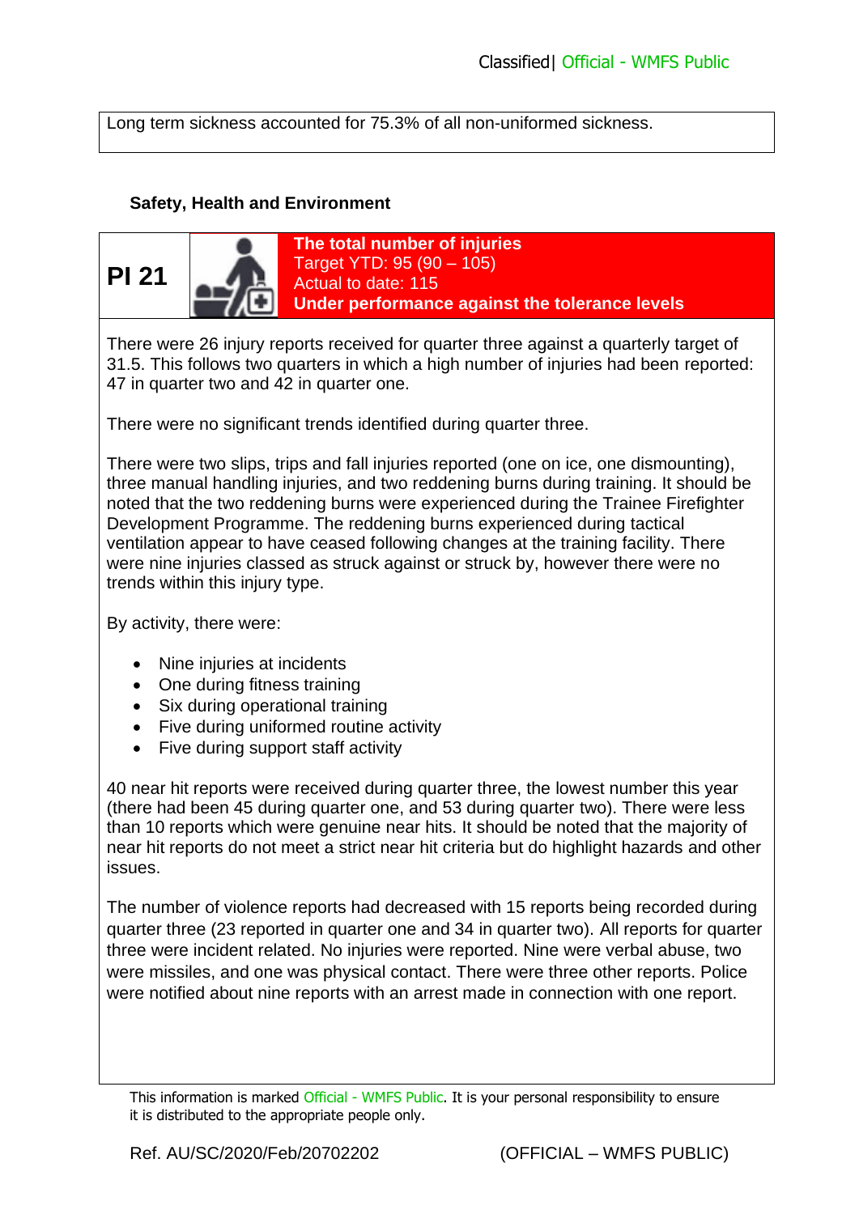Long term sickness accounted for 75.3% of all non-uniformed sickness.

### Safety, Health and Environment

| **PI 21** | **The total number of injuries**<br>Target YTD: 95 (90 – 105)<br>Actual to date: 115<br>**Under performance against the tolerance levels** |
|---|---|

There were 26 injury reports received for quarter three against a quarterly target of 31.5. This follows two quarters in which a high number of injuries had been reported: 47 in quarter two and 42 in quarter one.

There were no significant trends identified during quarter three.

There were two slips, trips and fall injuries reported (one on ice, one dismounting), three manual handling injuries, and two reddening burns during training. It should be noted that the two reddening burns were experienced during the Trainee Firefighter Development Programme. The reddening burns experienced during tactical ventilation appear to have ceased following changes at the training facility. There were nine injuries classed as struck against or struck by, however there were no trends within this injury type.

By activity, there were:

- Nine injuries at incidents
- One during fitness training
- Six during operational training
- Five during uniformed routine activity
- Five during support staff activity

40 near hit reports were received during quarter three, the lowest number this year (there had been 45 during quarter one, and 53 during quarter two). There were less than 10 reports which were genuine near hits. It should be noted that the majority of near hit reports do not meet a strict near hit criteria but do highlight hazards and other issues.

The number of violence reports had decreased with 15 reports being recorded during quarter three (23 reported in quarter one and 34 in quarter two). All reports for quarter three were incident related. No injuries were reported. Nine were verbal abuse, two were missiles, and one was physical contact. There were three other reports. Police were notified about nine reports with an arrest made in connection with one report.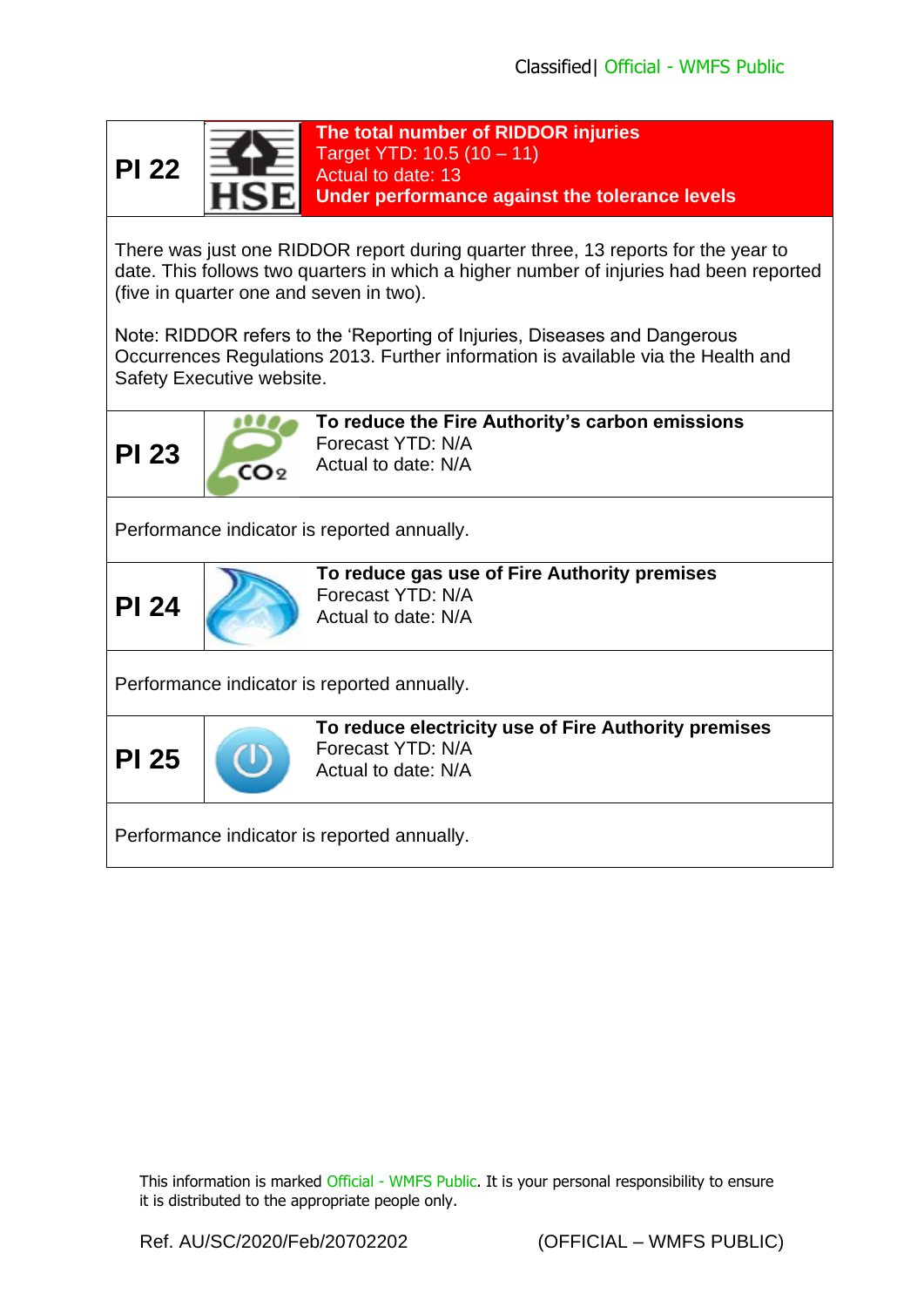| | | |
|---|---|---|
| **PI 22** | | **The total number of RIDDOR injuries**<br>Target YTD: 10.5 (10 – 11)<br>Actual to date: 13<br>**Under performance against the tolerance levels** |

There was just one RIDDOR report during quarter three, 13 reports for the year to date. This follows two quarters in which a higher number of injuries had been reported (five in quarter one and seven in two).

Note: RIDDOR refers to the 'Reporting of Injuries, Diseases and Dangerous Occurrences Regulations 2013. Further information is available via the Health and Safety Executive website.

| | | |
|---|---|---|
| **PI 23** | | **To reduce the Fire Authority's carbon emissions**<br>Forecast YTD: N/A<br>Actual to date: N/A |

Performance indicator is reported annually.

| | | |
|---|---|---|
| **PI 24** | | **To reduce gas use of Fire Authority premises**<br>Forecast YTD: N/A<br>Actual to date: N/A |

Performance indicator is reported annually.

| | | |
|---|---|---|
| **PI 25** | | **To reduce electricity use of Fire Authority premises**<br>Forecast YTD: N/A<br>Actual to date: N/A |

Performance indicator is reported annually.